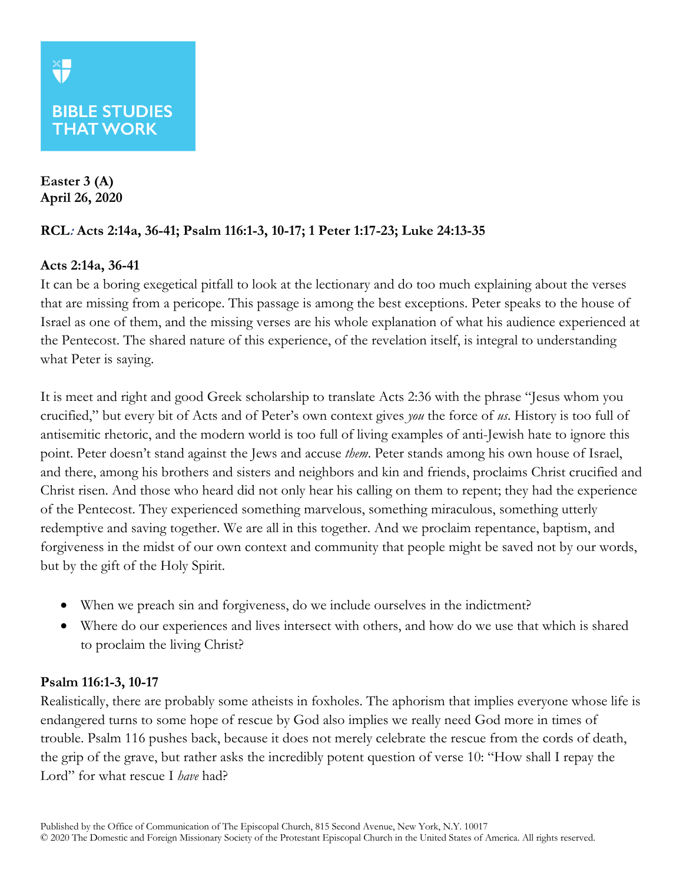**BIBLE STUDIES THAT WORK**

**Easter 3 (A)**
**April 26, 2020**

**RCL: Acts 2:14a, 36-41; Psalm 116:1-3, 10-17; 1 Peter 1:17-23; Luke 24:13-35**

**Acts 2:14a, 36-41**

It can be a boring exegetical pitfall to look at the lectionary and do too much explaining about the verses that are missing from a pericope. This passage is among the best exceptions. Peter speaks to the house of Israel as one of them, and the missing verses are his whole explanation of what his audience experienced at the Pentecost. The shared nature of this experience, of the revelation itself, is integral to understanding what Peter is saying.

It is meet and right and good Greek scholarship to translate Acts 2:36 with the phrase "Jesus whom you crucified," but every bit of Acts and of Peter's own context gives *you* the force of *us*. History is too full of antisemitic rhetoric, and the modern world is too full of living examples of anti-Jewish hate to ignore this point. Peter doesn't stand against the Jews and accuse *them*. Peter stands among his own house of Israel, and there, among his brothers and sisters and neighbors and kin and friends, proclaims Christ crucified and Christ risen. And those who heard did not only hear his calling on them to repent; they had the experience of the Pentecost. They experienced something marvelous, something miraculous, something utterly redemptive and saving together. We are all in this together. And we proclaim repentance, baptism, and forgiveness in the midst of our own context and community that people might be saved not by our words, but by the gift of the Holy Spirit.

- When we preach sin and forgiveness, do we include ourselves in the indictment?
- Where do our experiences and lives intersect with others, and how do we use that which is shared to proclaim the living Christ?

**Psalm 116:1-3, 10-17**

Realistically, there are probably some atheists in foxholes. The aphorism that implies everyone whose life is endangered turns to some hope of rescue by God also implies we really need God more in times of trouble. Psalm 116 pushes back, because it does not merely celebrate the rescue from the cords of death, the grip of the grave, but rather asks the incredibly potent question of verse 10: "How shall I repay the Lord" for what rescue I *have* had?

Published by the Office of Communication of The Episcopal Church, 815 Second Avenue, New York, N.Y. 10017
© 2020 The Domestic and Foreign Missionary Society of the Protestant Episcopal Church in the United States of America. All rights reserved.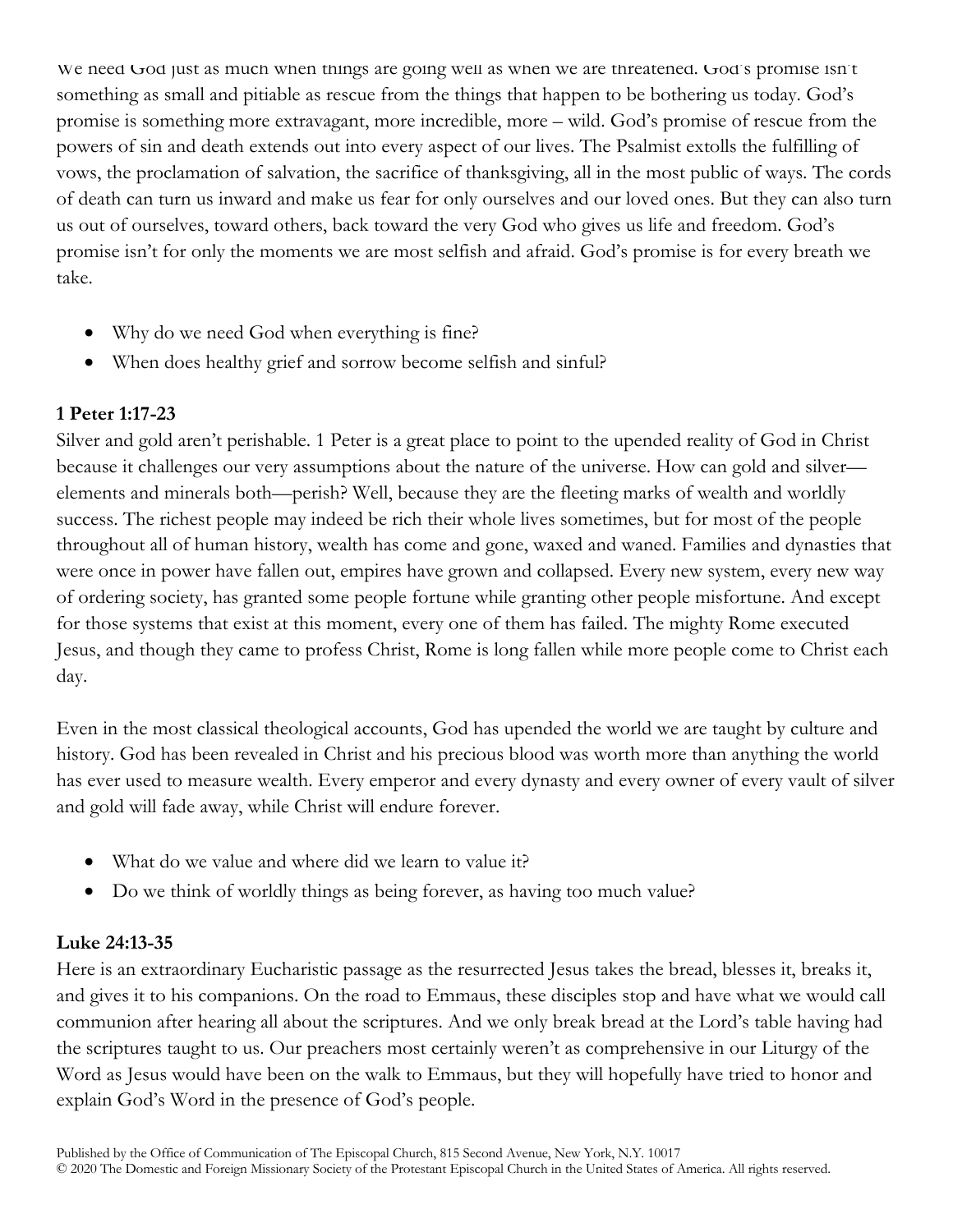We need God just as much when things are going well as when we are threatened. God's promise isn't something as small and pitiable as rescue from the things that happen to be bothering us today. God's promise is something more extravagant, more incredible, more – wild. God's promise of rescue from the powers of sin and death extends out into every aspect of our lives. The Psalmist extolls the fulfilling of vows, the proclamation of salvation, the sacrifice of thanksgiving, all in the most public of ways. The cords of death can turn us inward and make us fear for only ourselves and our loved ones. But they can also turn us out of ourselves, toward others, back toward the very God who gives us life and freedom. God's promise isn't for only the moments we are most selfish and afraid. God's promise is for every breath we take.

- Why do we need God when everything is fine?
- When does healthy grief and sorrow become selfish and sinful?

**1 Peter 1:17-23**

Silver and gold aren't perishable. 1 Peter is a great place to point to the upended reality of God in Christ because it challenges our very assumptions about the nature of the universe. How can gold and silver—elements and minerals both—perish? Well, because they are the fleeting marks of wealth and worldly success. The richest people may indeed be rich their whole lives sometimes, but for most of the people throughout all of human history, wealth has come and gone, waxed and waned. Families and dynasties that were once in power have fallen out, empires have grown and collapsed. Every new system, every new way of ordering society, has granted some people fortune while granting other people misfortune. And except for those systems that exist at this moment, every one of them has failed. The mighty Rome executed Jesus, and though they came to profess Christ, Rome is long fallen while more people come to Christ each day.

Even in the most classical theological accounts, God has upended the world we are taught by culture and history. God has been revealed in Christ and his precious blood was worth more than anything the world has ever used to measure wealth. Every emperor and every dynasty and every owner of every vault of silver and gold will fade away, while Christ will endure forever.

- What do we value and where did we learn to value it?
- Do we think of worldly things as being forever, as having too much value?

**Luke 24:13-35**

Here is an extraordinary Eucharistic passage as the resurrected Jesus takes the bread, blesses it, breaks it, and gives it to his companions. On the road to Emmaus, these disciples stop and have what we would call communion after hearing all about the scriptures. And we only break bread at the Lord's table having had the scriptures taught to us. Our preachers most certainly weren't as comprehensive in our Liturgy of the Word as Jesus would have been on the walk to Emmaus, but they will hopefully have tried to honor and explain God's Word in the presence of God's people.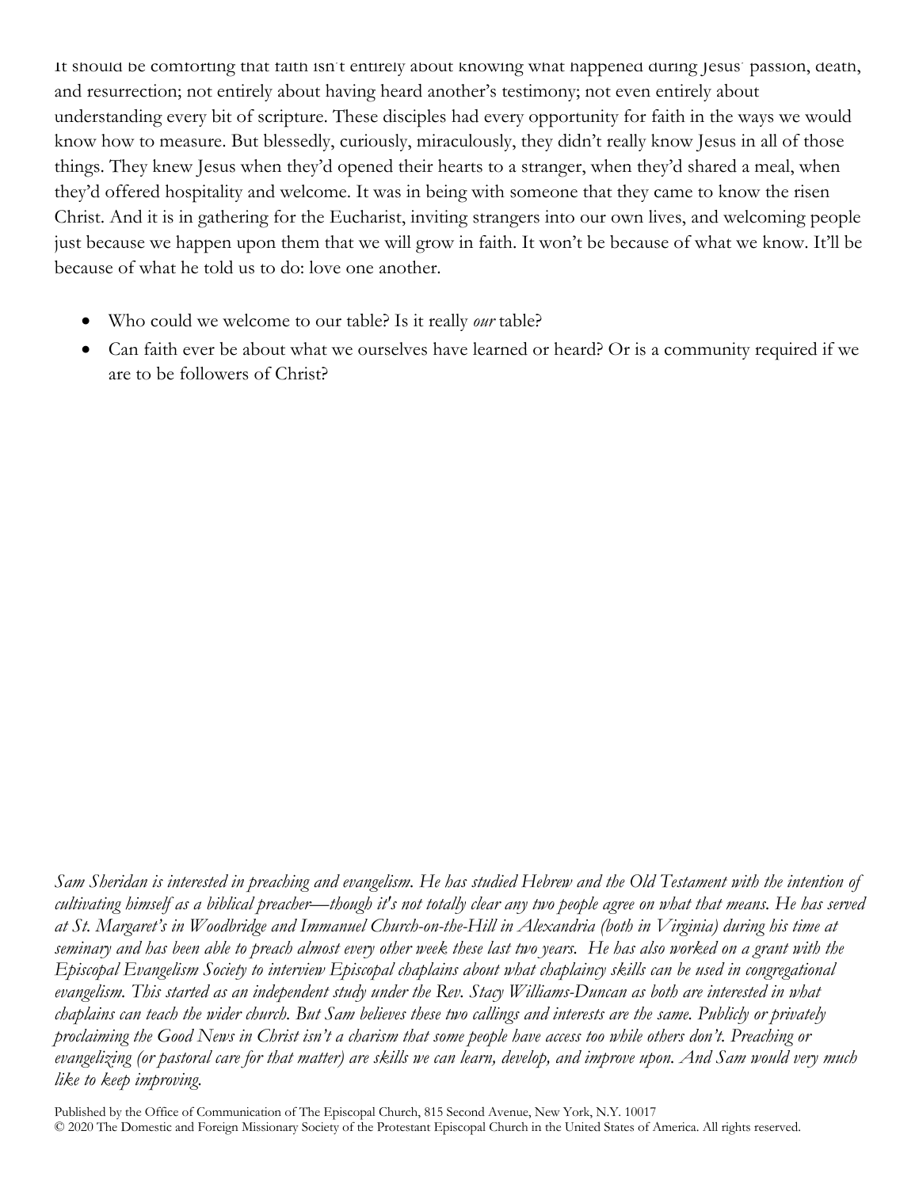It should be comforting that faith isn't entirely about knowing what happened during Jesus' passion, death, and resurrection; not entirely about having heard another's testimony; not even entirely about understanding every bit of scripture. These disciples had every opportunity for faith in the ways we would know how to measure. But blessedly, curiously, miraculously, they didn't really know Jesus in all of those things. They knew Jesus when they'd opened their hearts to a stranger, when they'd shared a meal, when they'd offered hospitality and welcome. It was in being with someone that they came to know the risen Christ. And it is in gathering for the Eucharist, inviting strangers into our own lives, and welcoming people just because we happen upon them that we will grow in faith. It won't be because of what we know. It'll be because of what he told us to do: love one another.

- Who could we welcome to our table? Is it really *our* table?
- Can faith ever be about what we ourselves have learned or heard? Or is a community required if we are to be followers of Christ?

*Sam Sheridan is interested in preaching and evangelism. He has studied Hebrew and the Old Testament with the intention of cultivating himself as a biblical preacher—though it's not totally clear any two people agree on what that means. He has served at St. Margaret's in Woodbridge and Immanuel Church-on-the-Hill in Alexandria (both in Virginia) during his time at seminary and has been able to preach almost every other week these last two years. He has also worked on a grant with the Episcopal Evangelism Society to interview Episcopal chaplains about what chaplaincy skills can be used in congregational evangelism. This started as an independent study under the Rev. Stacy Williams-Duncan as both are interested in what chaplains can teach the wider church. But Sam believes these two callings and interests are the same. Publicly or privately proclaiming the Good News in Christ isn't a charism that some people have access too while others don't. Preaching or evangelizing (or pastoral care for that matter) are skills we can learn, develop, and improve upon. And Sam would very much like to keep improving.*

Published by the Office of Communication of The Episcopal Church, 815 Second Avenue, New York, N.Y. 10017
© 2020 The Domestic and Foreign Missionary Society of the Protestant Episcopal Church in the United States of America. All rights reserved.